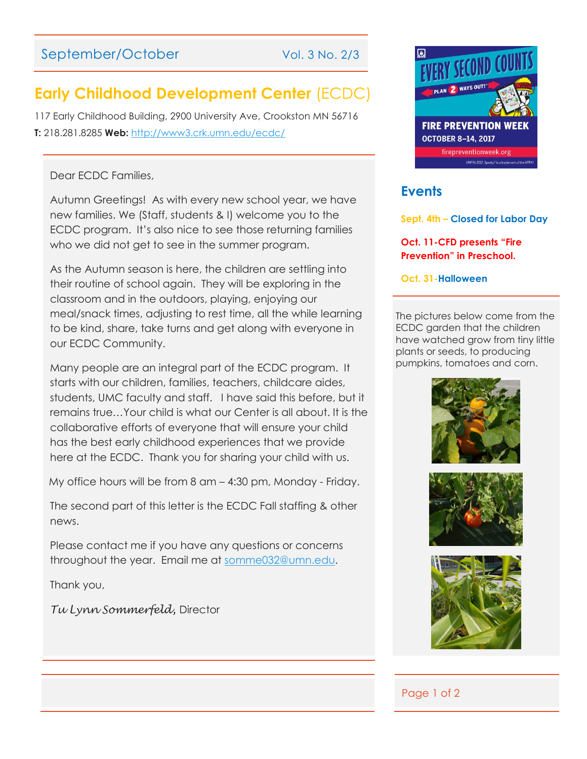September/October Vol. 3 No. 2/3

# Early Childhood Development Center (ECDC)

117 Early Childhood Building, 2900 University Ave, Crookston MN 56716
**T:** 218.281.8285 **Web:** http://www3.crk.umn.edu/ecdc/

Dear ECDC Families,

Autumn Greetings! As with every new school year, we have new families. We (Staff, students & I) welcome you to the ECDC program. It's also nice to see those returning families who we did not get to see in the summer program.

As the Autumn season is here, the children are settling into their routine of school again. They will be exploring in the classroom and in the outdoors, playing, enjoying our meal/snack times, adjusting to rest time, all the while learning to be kind, share, take turns and get along with everyone in our ECDC Community.

Many people are an integral part of the ECDC program. It starts with our children, families, teachers, childcare aides, students, UMC faculty and staff. I have said this before, but it remains true…Your child is what our Center is all about. It is the collaborative efforts of everyone that will ensure your child has the best early childhood experiences that we provide here at the ECDC. Thank you for sharing your child with us.

My office hours will be from 8 am – 4:30 pm, Monday - Friday.

The second part of this letter is the ECDC Fall staffing & other news.

Please contact me if you have any questions or concerns throughout the year. Email me at somme032@umn.edu.

Thank you,

*Tu Lynn Sommerfeld,* Director

EVERY SECOND COUNTS – PLAN 2 WAYS OUT! – FIRE PREVENTION WEEK OCTOBER 8–14, 2017 – firepreventionweek.org

## Events

**Sept. 4th – Closed for Labor Day**

**Oct. 11-CFD presents "Fire Prevention" in Preschool.**

**Oct. 31-Halloween**

The pictures below come from the ECDC garden that the children have watched grow from tiny little plants or seeds, to producing pumpkins, tomatoes and corn.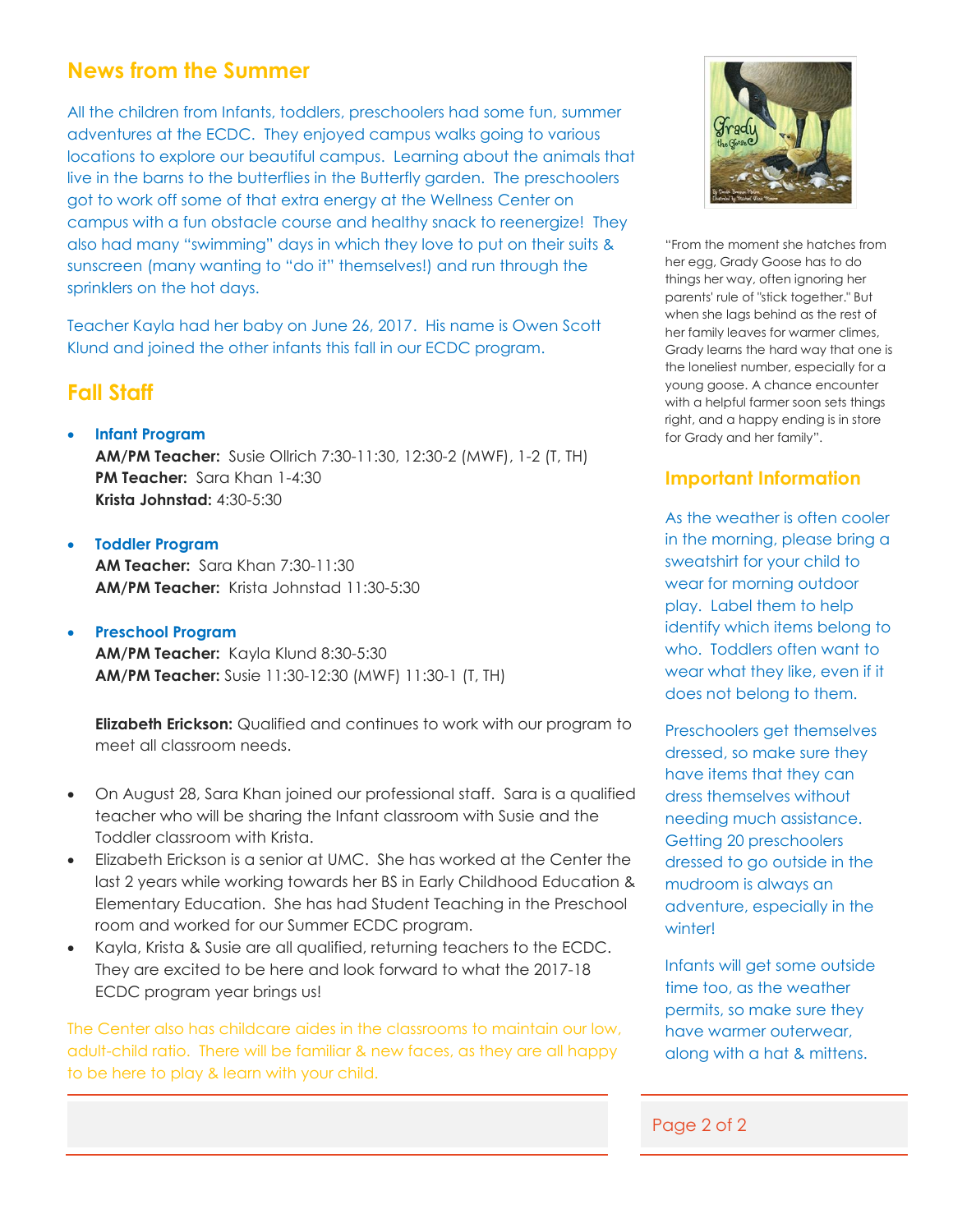## News from the Summer

All the children from Infants, toddlers, preschoolers had some fun, summer adventures at the ECDC. They enjoyed campus walks going to various locations to explore our beautiful campus. Learning about the animals that live in the barns to the butterflies in the Butterfly garden. The preschoolers got to work off some of that extra energy at the Wellness Center on campus with a fun obstacle course and healthy snack to reenergize! They also had many "swimming" days in which they love to put on their suits & sunscreen (many wanting to "do it" themselves!) and run through the sprinklers on the hot days.

Teacher Kayla had her baby on June 26, 2017. His name is Owen Scott Klund and joined the other infants this fall in our ECDC program.

## Fall Staff

- **Infant Program**
  **AM/PM Teacher:** Susie Ollrich 7:30-11:30, 12:30-2 (MWF), 1-2 (T, TH)
  **PM Teacher:** Sara Khan 1-4:30
  **Krista Johnstad:** 4:30-5:30

- **Toddler Program**
  **AM Teacher:** Sara Khan 7:30-11:30
  **AM/PM Teacher:** Krista Johnstad 11:30-5:30

- **Preschool Program**
  **AM/PM Teacher:** Kayla Klund 8:30-5:30
  **AM/PM Teacher:** Susie 11:30-12:30 (MWF) 11:30-1 (T, TH)

  **Elizabeth Erickson:** Qualified and continues to work with our program to meet all classroom needs.

- On August 28, Sara Khan joined our professional staff. Sara is a qualified teacher who will be sharing the Infant classroom with Susie and the Toddler classroom with Krista.
- Elizabeth Erickson is a senior at UMC. She has worked at the Center the last 2 years while working towards her BS in Early Childhood Education & Elementary Education. She has had Student Teaching in the Preschool room and worked for our Summer ECDC program.
- Kayla, Krista & Susie are all qualified, returning teachers to the ECDC. They are excited to be here and look forward to what the 2017-18 ECDC program year brings us!

The Center also has childcare aides in the classrooms to maintain our low, adult-child ratio. There will be familiar & new faces, as they are all happy to be here to play & learn with your child.

"From the moment she hatches from her egg, Grady Goose has to do things her way, often ignoring her parents' rule of "stick together." But when she lags behind as the rest of her family leaves for warmer climes, Grady learns the hard way that one is the loneliest number, especially for a young goose. A chance encounter with a helpful farmer soon sets things right, and a happy ending is in store for Grady and her family".

## Important Information

As the weather is often cooler in the morning, please bring a sweatshirt for your child to wear for morning outdoor play. Label them to help identify which items belong to who. Toddlers often want to wear what they like, even if it does not belong to them.

Preschoolers get themselves dressed, so make sure they have items that they can dress themselves without needing much assistance. Getting 20 preschoolers dressed to go outside in the mudroom is always an adventure, especially in the winter!

Infants will get some outside time too, as the weather permits, so make sure they have warmer outerwear, along with a hat & mittens.